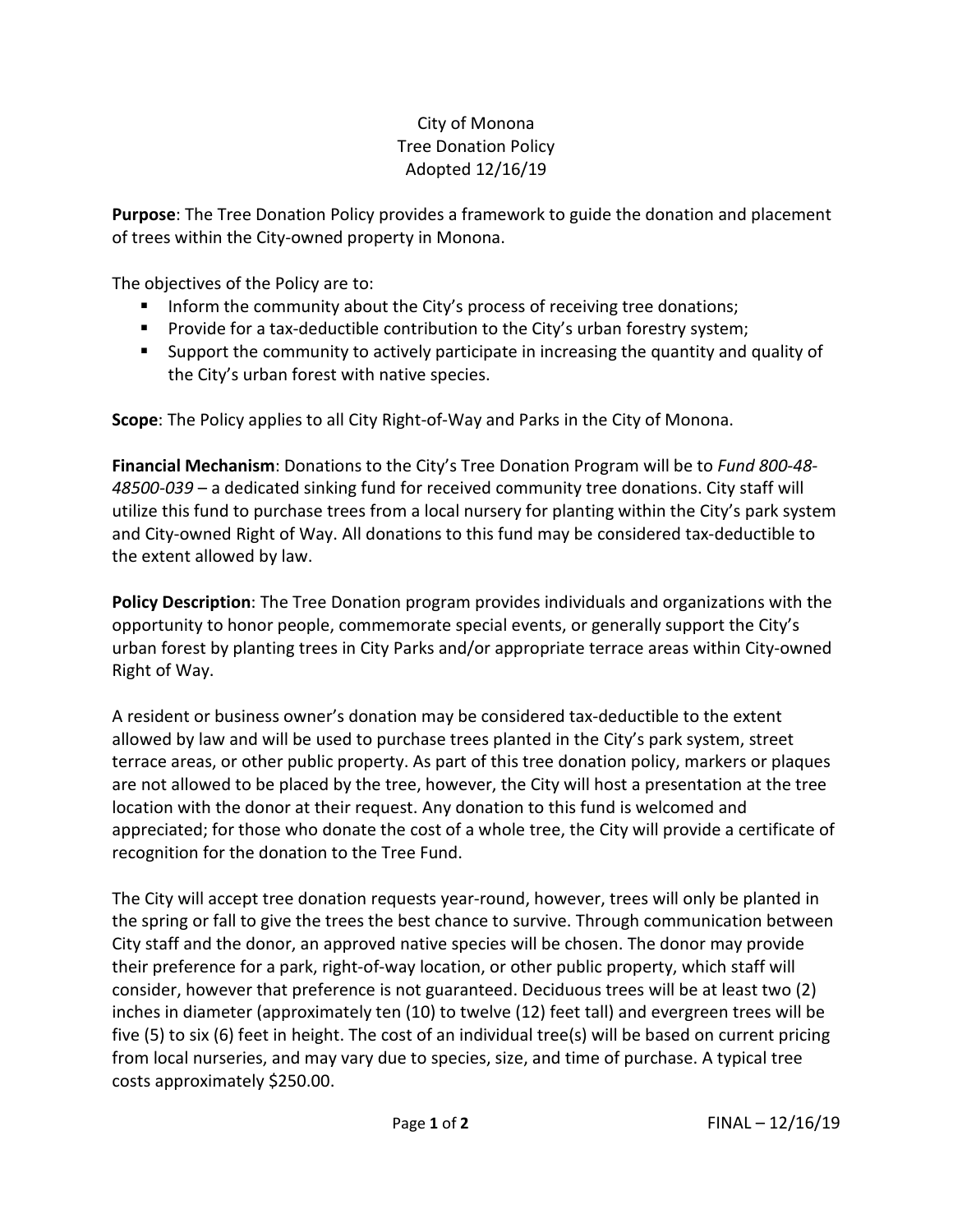# City of Monona
## Tree Donation Policy
### Adopted 12/16/19

**Purpose**: The Tree Donation Policy provides a framework to guide the donation and placement of trees within the City-owned property in Monona.

The objectives of the Policy are to:

- Inform the community about the City's process of receiving tree donations;
- Provide for a tax-deductible contribution to the City's urban forestry system;
- Support the community to actively participate in increasing the quantity and quality of the City's urban forest with native species.

**Scope**: The Policy applies to all City Right-of-Way and Parks in the City of Monona.

**Financial Mechanism**: Donations to the City's Tree Donation Program will be to *Fund 800-48-48500-039* – a dedicated sinking fund for received community tree donations. City staff will utilize this fund to purchase trees from a local nursery for planting within the City's park system and City-owned Right of Way. All donations to this fund may be considered tax-deductible to the extent allowed by law.

**Policy Description**: The Tree Donation program provides individuals and organizations with the opportunity to honor people, commemorate special events, or generally support the City's urban forest by planting trees in City Parks and/or appropriate terrace areas within City-owned Right of Way.

A resident or business owner's donation may be considered tax-deductible to the extent allowed by law and will be used to purchase trees planted in the City's park system, street terrace areas, or other public property. As part of this tree donation policy, markers or plaques are not allowed to be placed by the tree, however, the City will host a presentation at the tree location with the donor at their request. Any donation to this fund is welcomed and appreciated; for those who donate the cost of a whole tree, the City will provide a certificate of recognition for the donation to the Tree Fund.

The City will accept tree donation requests year-round, however, trees will only be planted in the spring or fall to give the trees the best chance to survive. Through communication between City staff and the donor, an approved native species will be chosen. The donor may provide their preference for a park, right-of-way location, or other public property, which staff will consider, however that preference is not guaranteed. Deciduous trees will be at least two (2) inches in diameter (approximately ten (10) to twelve (12) feet tall) and evergreen trees will be five (5) to six (6) feet in height. The cost of an individual tree(s) will be based on current pricing from local nurseries, and may vary due to species, size, and time of purchase. A typical tree costs approximately $250.00.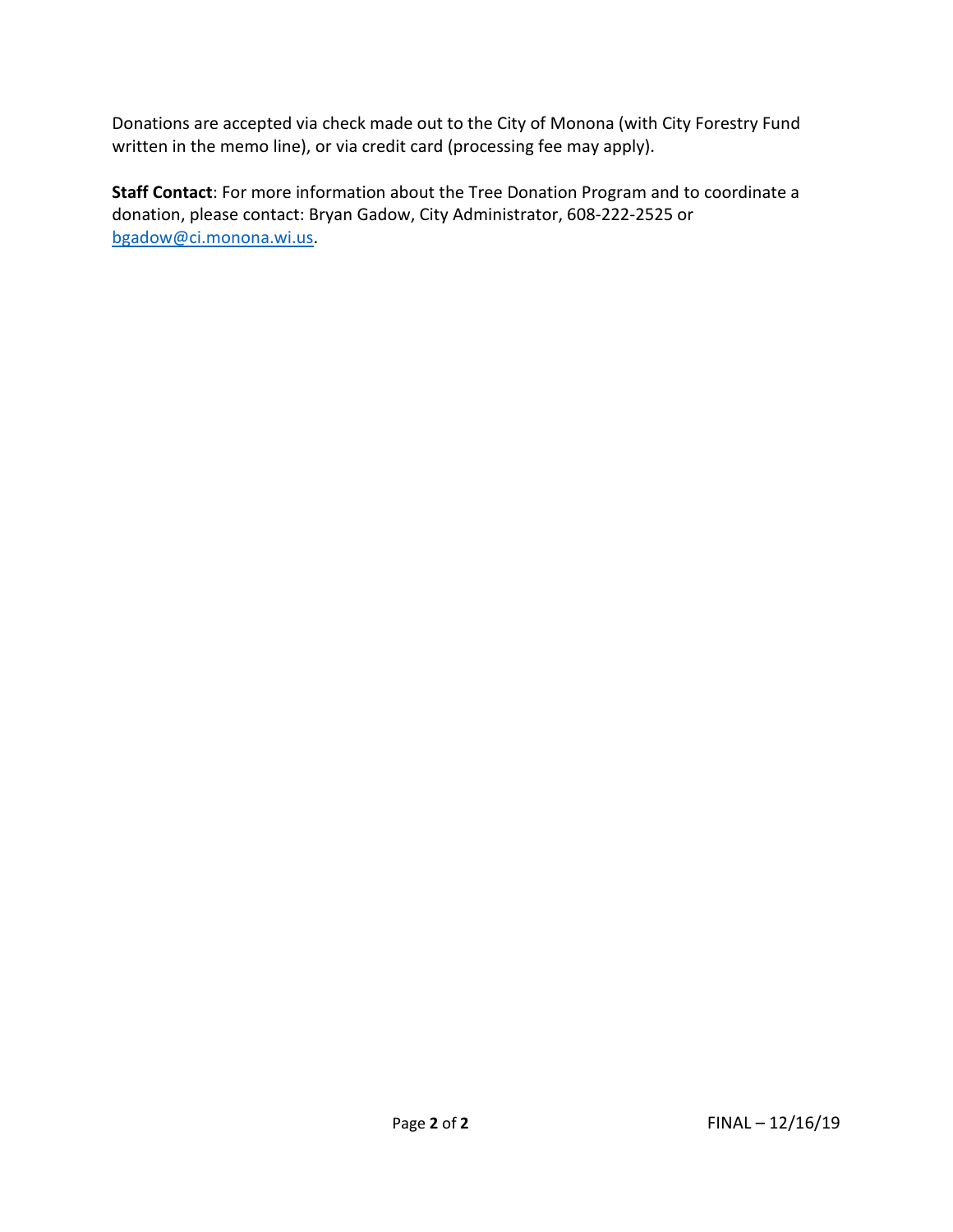Donations are accepted via check made out to the City of Monona (with City Forestry Fund written in the memo line), or via credit card (processing fee may apply).

**Staff Contact**: For more information about the Tree Donation Program and to coordinate a donation, please contact: Bryan Gadow, City Administrator, 608-222-2525 or bgadow@ci.monona.wi.us.

FINAL – 12/16/19